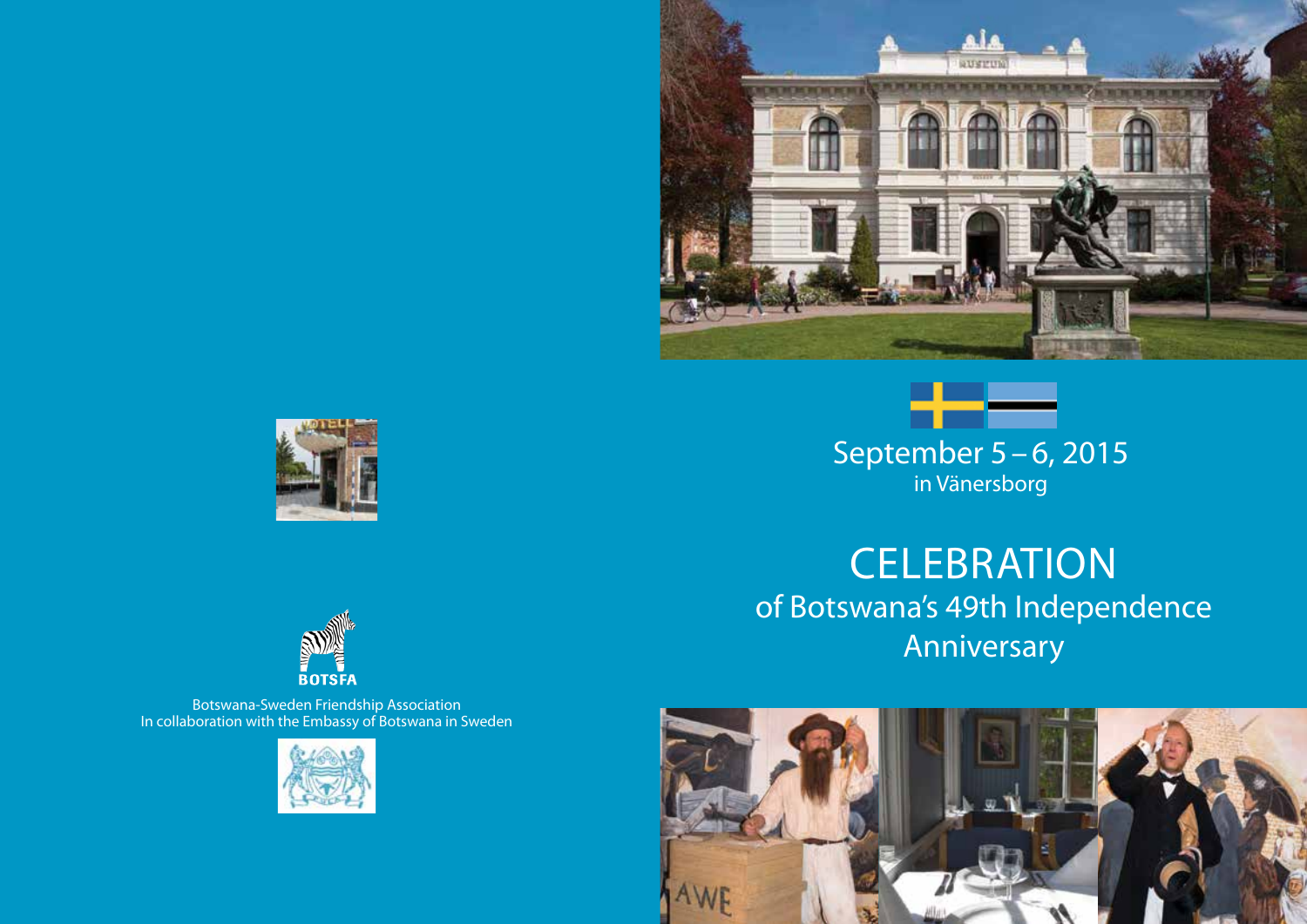September 5 – 6, 2015

in Vänersborg

# CELEBRATION

## of Botswana's 49th Independence Anniversary

BOTSFA

Botswana-Sweden Friendship Association
In collaboration with the Embassy of Botswana in Sweden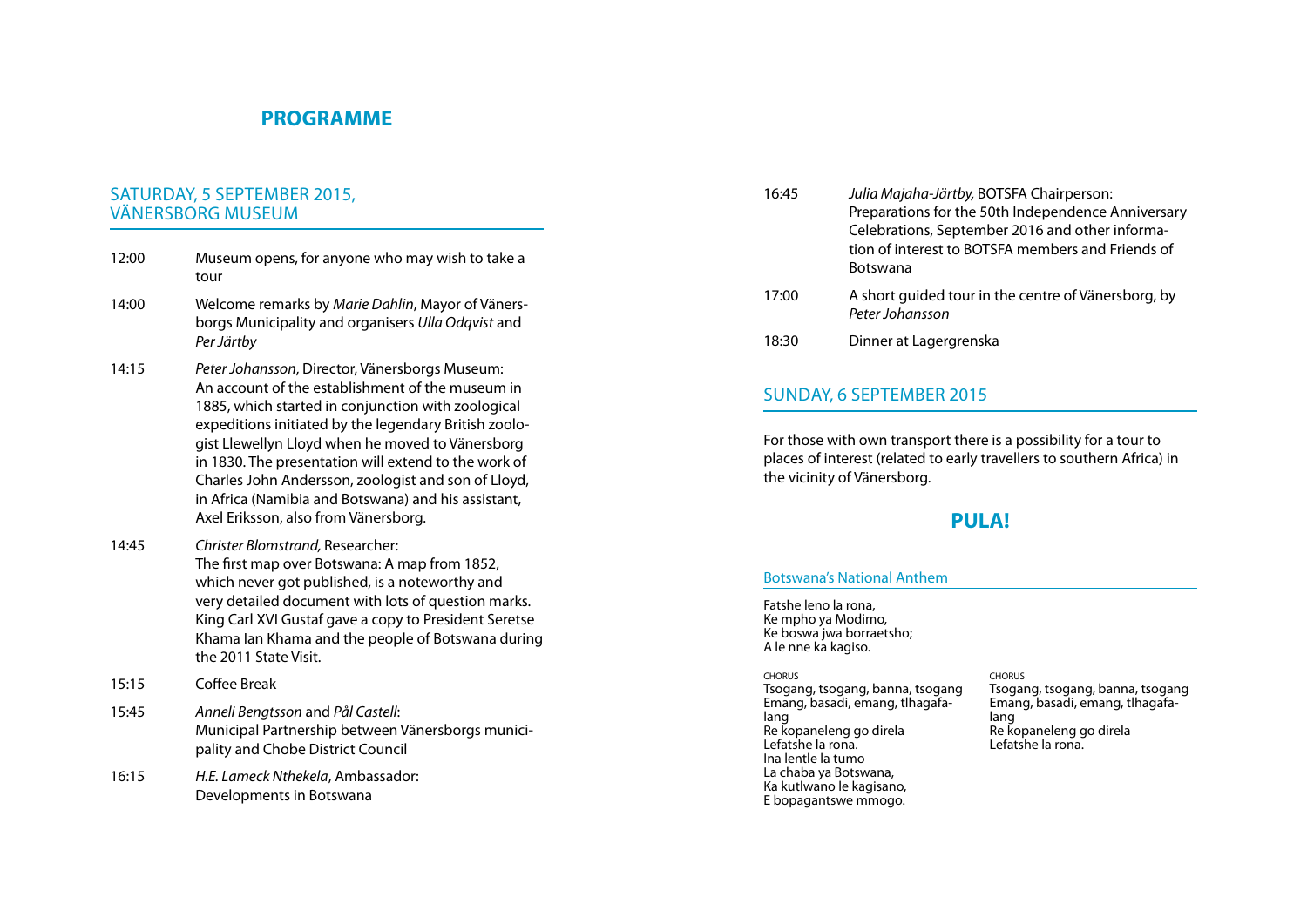# PROGRAMME

## SATURDAY, 5 SEPTEMBER 2015, VÄNERSBORG MUSEUM

12:00 Museum opens, for anyone who may wish to take a tour

14:00 Welcome remarks by *Marie Dahlin*, Mayor of Vänersborgs Municipality and organisers *Ulla Odqvist* and *Per Järtby*

14:15 *Peter Johansson*, Director, Vänersborgs Museum: An account of the establishment of the museum in 1885, which started in conjunction with zoological expeditions initiated by the legendary British zoologist Llewellyn Lloyd when he moved to Vänersborg in 1830. The presentation will extend to the work of Charles John Andersson, zoologist and son of Lloyd, in Africa (Namibia and Botswana) and his assistant, Axel Eriksson, also from Vänersborg.

14:45 *Christer Blomstrand,* Researcher: The first map over Botswana: A map from 1852, which never got published, is a noteworthy and very detailed document with lots of question marks. King Carl XVI Gustaf gave a copy to President Seretse Khama Ian Khama and the people of Botswana during the 2011 State Visit.

15:15 Coffee Break

15:45 *Anneli Bengtsson* and *Pål Castell*: Municipal Partnership between Vänersborgs municipality and Chobe District Council

16:15 *H.E. Lameck Nthekela*, Ambassador: Developments in Botswana

16:45 *Julia Majaha-Järtby,* BOTSFA Chairperson: Preparations for the 50th Independence Anniversary Celebrations, September 2016 and other information of interest to BOTSFA members and Friends of Botswana

17:00 A short guided tour in the centre of Vänersborg, by *Peter Johansson*

18:30 Dinner at Lagergrenska

## SUNDAY, 6 SEPTEMBER 2015

For those with own transport there is a possibility for a tour to places of interest (related to early travellers to southern Africa) in the vicinity of Vänersborg.

# PULA!

### Botswana's National Anthem

Fatshe leno la rona,
Ke mpho ya Modimo,
Ke boswa jwa borraetsho;
A le nne ka kagiso.

CHORUS
Tsogang, tsogang, banna, tsogang
Emang, basadi, emang, tlhagafalang
Re kopaneleng go direla
Lefatshe la rona.

Ina lentle la tumo
La chaba ya Botswana,
Ka kutlwano le kagisano,
E bopagantswe mmogo.

CHORUS
Tsogang, tsogang, banna, tsogang
Emang, basadi, emang, tlhagafalang
Re kopaneleng go direla
Lefatshe la rona.